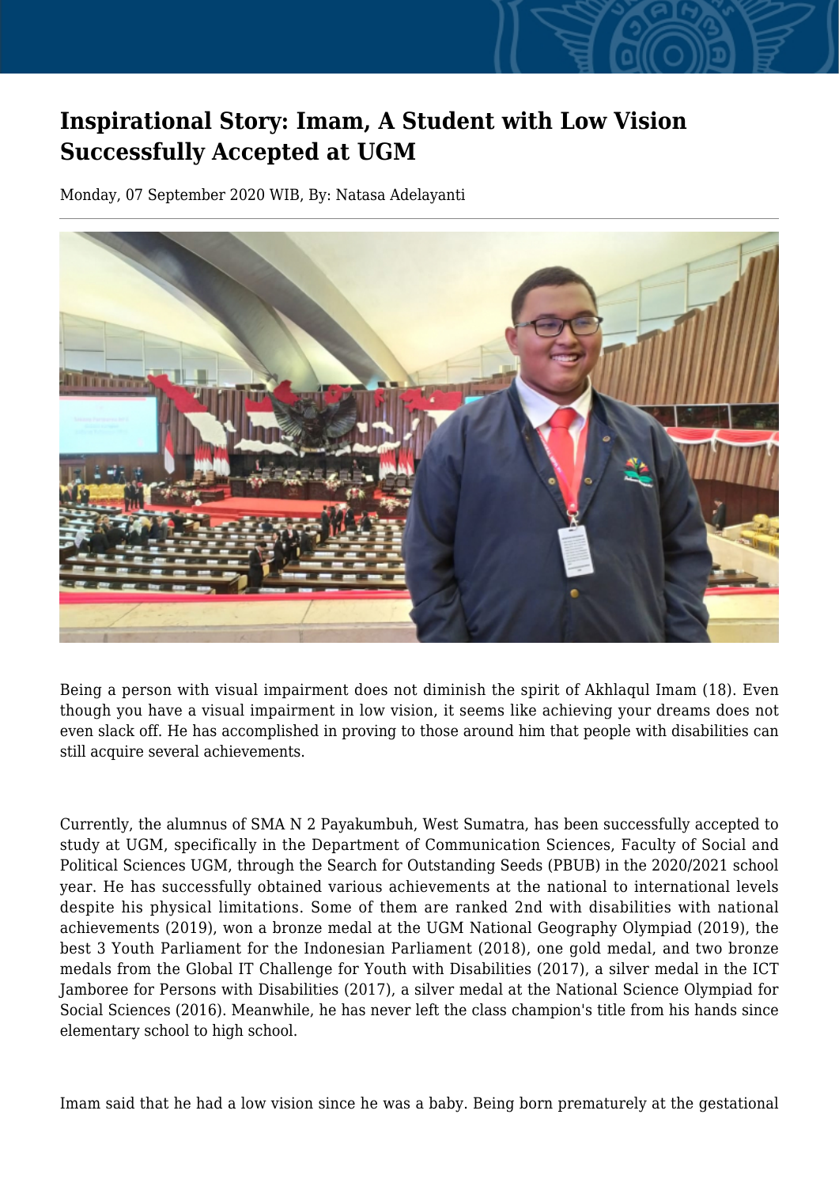# Inspirational Story: Imam, A Student with Low Vision Successfully Accepted at UGM

Monday, 07 September 2020 WIB, By: Natasa Adelayanti

Being a person with visual impairment does not diminish the spirit of Akhlaqul Imam (18). Even though you have a visual impairment in low vision, it seems like achieving your dreams does not even slack off. He has accomplished in proving to those around him that people with disabilities can still acquire several achievements.

Currently, the alumnus of SMA N 2 Payakumbuh, West Sumatra, has been successfully accepted to study at UGM, specifically in the Department of Communication Sciences, Faculty of Social and Political Sciences UGM, through the Search for Outstanding Seeds (PBUB) in the 2020/2021 school year. He has successfully obtained various achievements at the national to international levels despite his physical limitations. Some of them are ranked 2nd with disabilities with national achievements (2019), won a bronze medal at the UGM National Geography Olympiad (2019), the best 3 Youth Parliament for the Indonesian Parliament (2018), one gold medal, and two bronze medals from the Global IT Challenge for Youth with Disabilities (2017), a silver medal in the ICT Jamboree for Persons with Disabilities (2017), a silver medal at the National Science Olympiad for Social Sciences (2016). Meanwhile, he has never left the class champion's title from his hands since elementary school to high school.

Imam said that he had a low vision since he was a baby. Being born prematurely at the gestational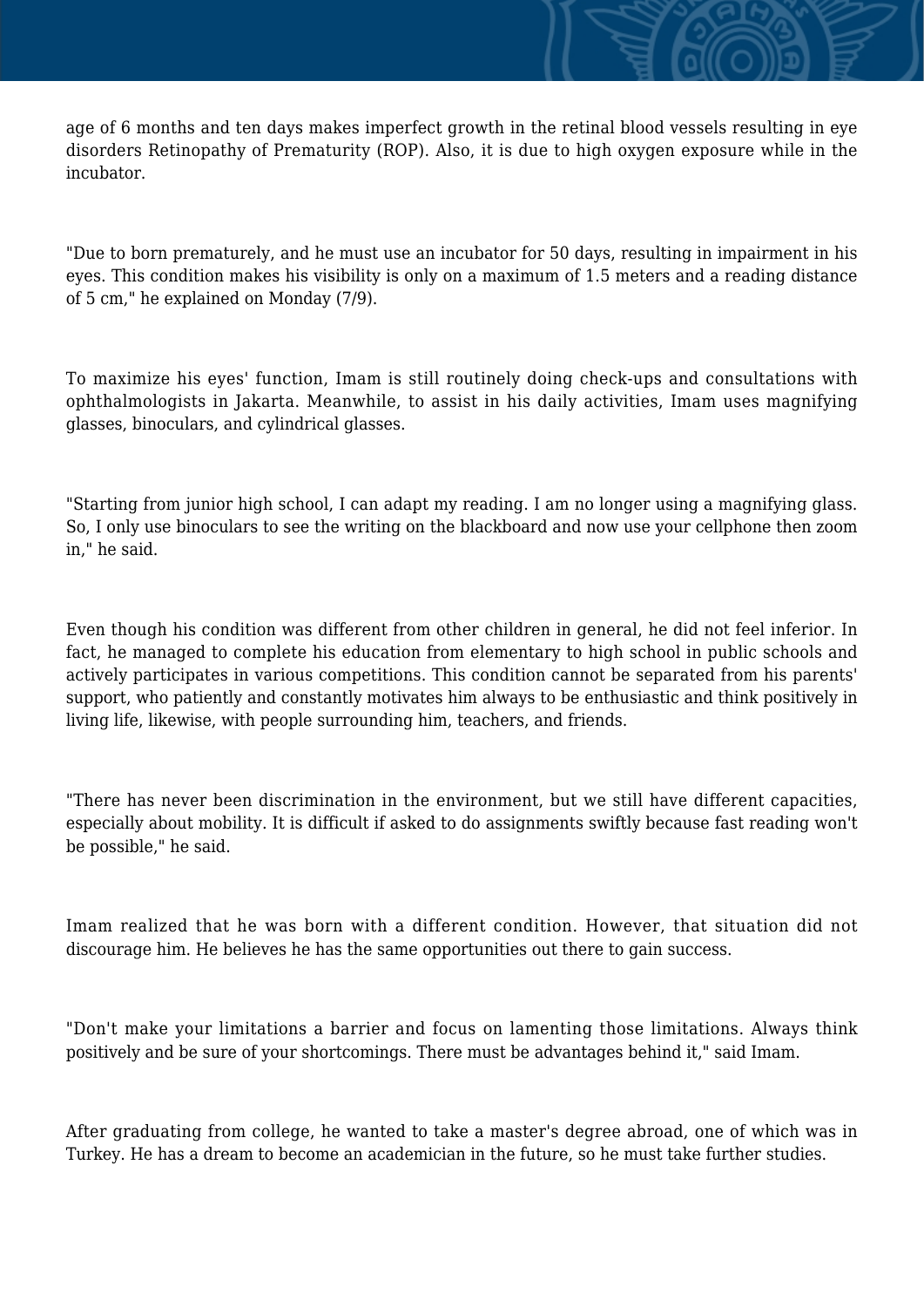age of 6 months and ten days makes imperfect growth in the retinal blood vessels resulting in eye disorders Retinopathy of Prematurity (ROP). Also, it is due to high oxygen exposure while in the incubator.

"Due to born prematurely, and he must use an incubator for 50 days, resulting in impairment in his eyes. This condition makes his visibility is only on a maximum of 1.5 meters and a reading distance of 5 cm," he explained on Monday (7/9).

To maximize his eyes' function, Imam is still routinely doing check-ups and consultations with ophthalmologists in Jakarta. Meanwhile, to assist in his daily activities, Imam uses magnifying glasses, binoculars, and cylindrical glasses.

"Starting from junior high school, I can adapt my reading. I am no longer using a magnifying glass. So, I only use binoculars to see the writing on the blackboard and now use your cellphone then zoom in," he said.

Even though his condition was different from other children in general, he did not feel inferior. In fact, he managed to complete his education from elementary to high school in public schools and actively participates in various competitions. This condition cannot be separated from his parents' support, who patiently and constantly motivates him always to be enthusiastic and think positively in living life, likewise, with people surrounding him, teachers, and friends.

"There has never been discrimination in the environment, but we still have different capacities, especially about mobility. It is difficult if asked to do assignments swiftly because fast reading won't be possible," he said.

Imam realized that he was born with a different condition. However, that situation did not discourage him. He believes he has the same opportunities out there to gain success.

"Don't make your limitations a barrier and focus on lamenting those limitations. Always think positively and be sure of your shortcomings. There must be advantages behind it," said Imam.

After graduating from college, he wanted to take a master's degree abroad, one of which was in Turkey. He has a dream to become an academician in the future, so he must take further studies.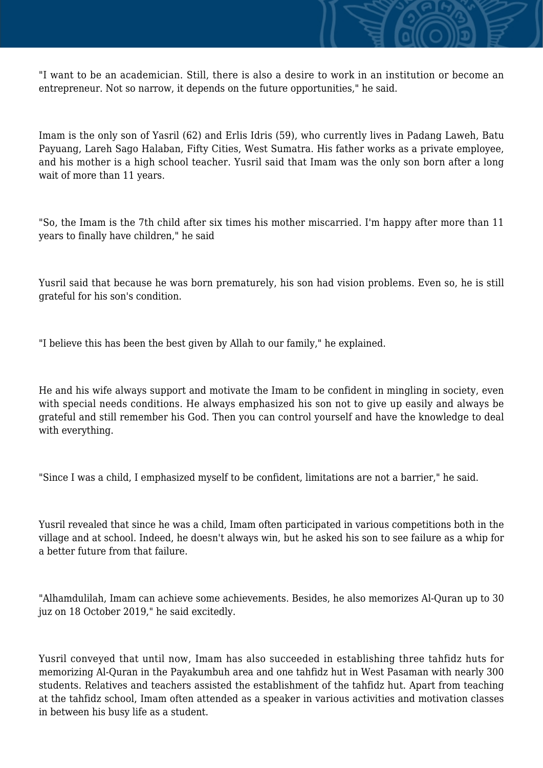"I want to be an academician. Still, there is also a desire to work in an institution or become an entrepreneur. Not so narrow, it depends on the future opportunities," he said.

Imam is the only son of Yasril (62) and Erlis Idris (59), who currently lives in Padang Laweh, Batu Payuang, Lareh Sago Halaban, Fifty Cities, West Sumatra. His father works as a private employee, and his mother is a high school teacher. Yusril said that Imam was the only son born after a long wait of more than 11 years.

"So, the Imam is the 7th child after six times his mother miscarried. I'm happy after more than 11 years to finally have children," he said

Yusril said that because he was born prematurely, his son had vision problems. Even so, he is still grateful for his son's condition.

"I believe this has been the best given by Allah to our family," he explained.

He and his wife always support and motivate the Imam to be confident in mingling in society, even with special needs conditions. He always emphasized his son not to give up easily and always be grateful and still remember his God. Then you can control yourself and have the knowledge to deal with everything.

"Since I was a child, I emphasized myself to be confident, limitations are not a barrier," he said.

Yusril revealed that since he was a child, Imam often participated in various competitions both in the village and at school. Indeed, he doesn't always win, but he asked his son to see failure as a whip for a better future from that failure.

"Alhamdulilah, Imam can achieve some achievements. Besides, he also memorizes Al-Quran up to 30 juz on 18 October 2019," he said excitedly.

Yusril conveyed that until now, Imam has also succeeded in establishing three tahfidz huts for memorizing Al-Quran in the Payakumbuh area and one tahfidz hut in West Pasaman with nearly 300 students. Relatives and teachers assisted the establishment of the tahfidz hut. Apart from teaching at the tahfidz school, Imam often attended as a speaker in various activities and motivation classes in between his busy life as a student.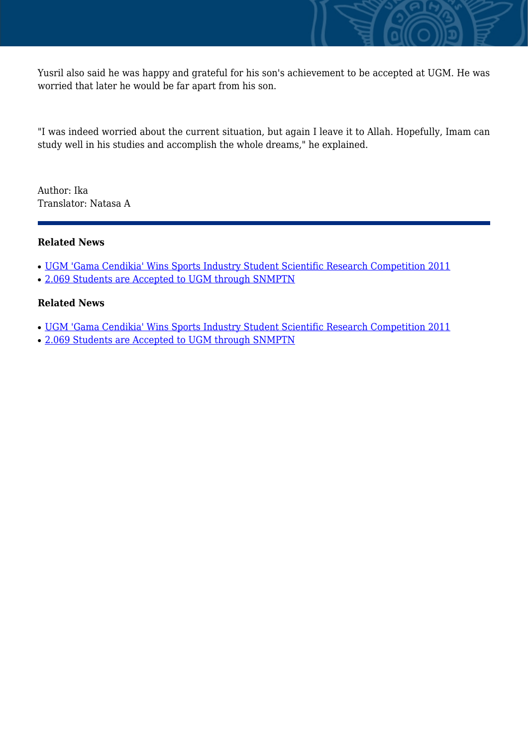Yusril also said he was happy and grateful for his son's achievement to be accepted at UGM. He was worried that later he would be far apart from his son.

"I was indeed worried about the current situation, but again I leave it to Allah. Hopefully, Imam can study well in his studies and accomplish the whole dreams," he explained.

Author: Ika
Translator: Natasa A

---

**Related News**

- UGM 'Gama Cendikia' Wins Sports Industry Student Scientific Research Competition 2011
- 2.069 Students are Accepted to UGM through SNMPTN

**Related News**

- UGM 'Gama Cendikia' Wins Sports Industry Student Scientific Research Competition 2011
- 2.069 Students are Accepted to UGM through SNMPTN